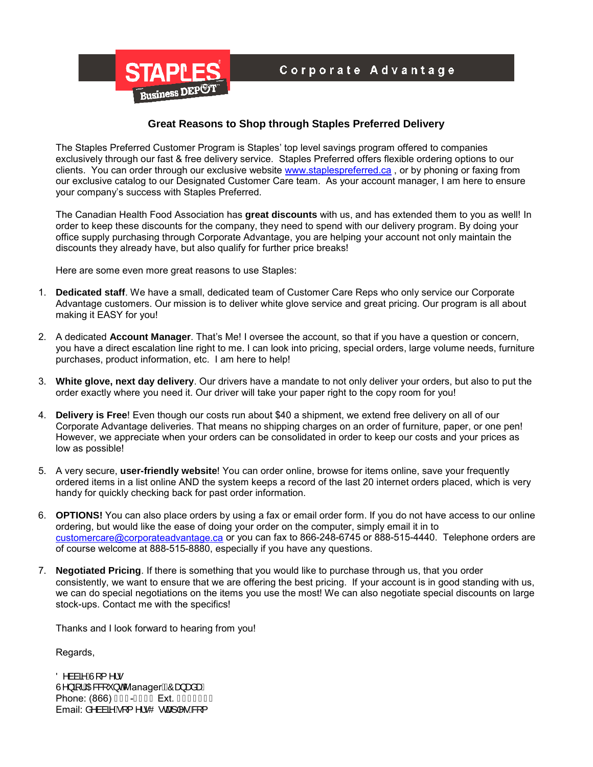**STAPLES Business DEPOT** | Corporate Advantage

### Great Reasons to Shop through Staples Preferred Delivery

The Staples Preferred Customer Program is Staples' top level savings program offered to companies exclusively through our fast & free delivery service. Staples Preferred offers flexible ordering options to our clients. You can order through our exclusive website www.staplespreferred.ca , or by phoning or faxing from our exclusive catalog to our Designated Customer Care team. As your account manager, I am here to ensure your company's success with Staples Preferred.

The Canadian Health Food Association has **great discounts** with us, and has extended them to you as well! In order to keep these discounts for the company, they need to spend with our delivery program. By doing your office supply purchasing through Corporate Advantage, you are helping your account not only maintain the discounts they already have, but also qualify for further price breaks!

Here are some even more great reasons to use Staples:

1. **Dedicated staff**. We have a small, dedicated team of Customer Care Reps who only service our Corporate Advantage customers. Our mission is to deliver white glove service and great pricing. Our program is all about making it EASY for you!

2. A dedicated **Account Manager**. That's Me! I oversee the account, so that if you have a question or concern, you have a direct escalation line right to me. I can look into pricing, special orders, large volume needs, furniture purchases, product information, etc. I am here to help!

3. **White glove, next day delivery**. Our drivers have a mandate to not only deliver your orders, but also to put the order exactly where you need it. Our driver will take your paper right to the copy room for you!

4. **Delivery is Free**! Even though our costs run about $40 a shipment, we extend free delivery on all of our Corporate Advantage deliveries. That means no shipping charges on an order of furniture, paper, or one pen! However, we appreciate when your orders can be consolidated in order to keep our costs and your prices as low as possible!

5. A very secure, **user-friendly website**! You can order online, browse for items online, save your frequently ordered items in a list online AND the system keeps a record of the last 20 internet orders placed, which is very handy for quickly checking back for past order information.

6. **OPTIONS!** You can also place orders by using a fax or email order form. If you do not have access to our online ordering, but would like the ease of doing your order on the computer, simply email it in to customercare@corporateadvantage.ca or you can fax to 866-248-6745 or 888-515-4440. Telephone orders are of course welcome at 888-515-8880, especially if you have any questions.

7. **Negotiated Pricing**. If there is something that you would like to purchase through us, that you order consistently, we want to ensure that we are offering the best pricing. If your account is in good standing with us, we can do special negotiations on the items you use the most! We can also negotiate special discounts on large stock-ups. Contact me with the specifics!

Thanks and I look forward to hearing from you!

Regards,

Debbie Somers
Senior Account Manager – Canada
Phone: (866) ___-____ Ext. _______
Email: debbie.somers@staples.com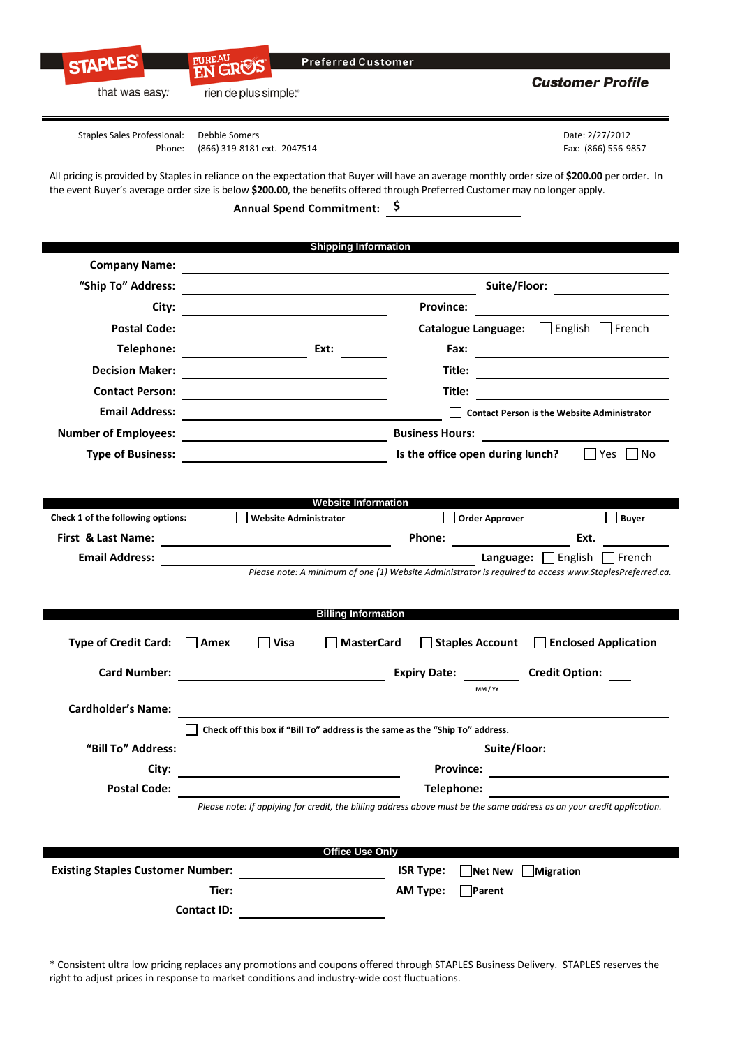STAPLES that was easy. BUREAU EN GROS rien de plus simple.

**Preferred Customer**

## *Customer Profile*

Staples Sales Professional: Debbie Somers
Phone: (866) 319-8181 ext. 2047514

Date: 2/27/2012
Fax: (866) 556-9857

All pricing is provided by Staples in reliance on the expectation that Buyer will have an average monthly order size of **$200.00** per order. In the event Buyer's average order size is below **$200.00**, the benefits offered through Preferred Customer may no longer apply.

**Annual Spend Commitment:** $ ____________

### Shipping Information

**Company Name:** ____________

**"Ship To" Address:** ____________ **Suite/Floor:** ____________

**City:** ____________ **Province:** ____________

**Postal Code:** ____________ **Catalogue Language:** ☐ English ☐ French

**Telephone:** ____________ **Ext:** ______ **Fax:** ____________

**Decision Maker:** ____________ **Title:** ____________

**Contact Person:** ____________ **Title:** ____________

**Email Address:** ____________ ☐ **Contact Person is the Website Administrator**

**Number of Employees:** ____________ **Business Hours:** ____________

**Type of Business:** ____________ **Is the office open during lunch?** ☐ Yes ☐ No

### Website Information

**Check 1 of the following options:** ☐ **Website Administrator** ☐ **Order Approver** ☐ **Buyer**

**First & Last Name:** ____________ **Phone:** ____________ **Ext.** ______

**Email Address:** ____________ **Language:** ☐ English ☐ French

*Please note: A minimum of one (1) Website Administrator is required to access www.StaplesPreferred.ca.*

### Billing Information

**Type of Credit Card:** ☐ **Amex** ☐ **Visa** ☐ **MasterCard** ☐ **Staples Account** ☐ **Enclosed Application**

**Card Number:** ____________ **Expiry Date:** ______ (MM / YY) **Credit Option:** ____

**Cardholder's Name:** ____________

☐ **Check off this box if "Bill To" address is the same as the "Ship To" address.**

**"Bill To" Address:** ____________ **Suite/Floor:** ____________

**City:** ____________ **Province:** ____________

**Postal Code:** ____________ **Telephone:** ____________

*Please note: If applying for credit, the billing address above must be the same address as on your credit application.*

### Office Use Only

**Existing Staples Customer Number:** ____________ **ISR Type:** ☐ **Net New** ☐ **Migration**

**Tier:** ____________ **AM Type:** ☐ **Parent**

**Contact ID:** ____________

\* Consistent ultra low pricing replaces any promotions and coupons offered through STAPLES Business Delivery. STAPLES reserves the right to adjust prices in response to market conditions and industry-wide cost fluctuations.